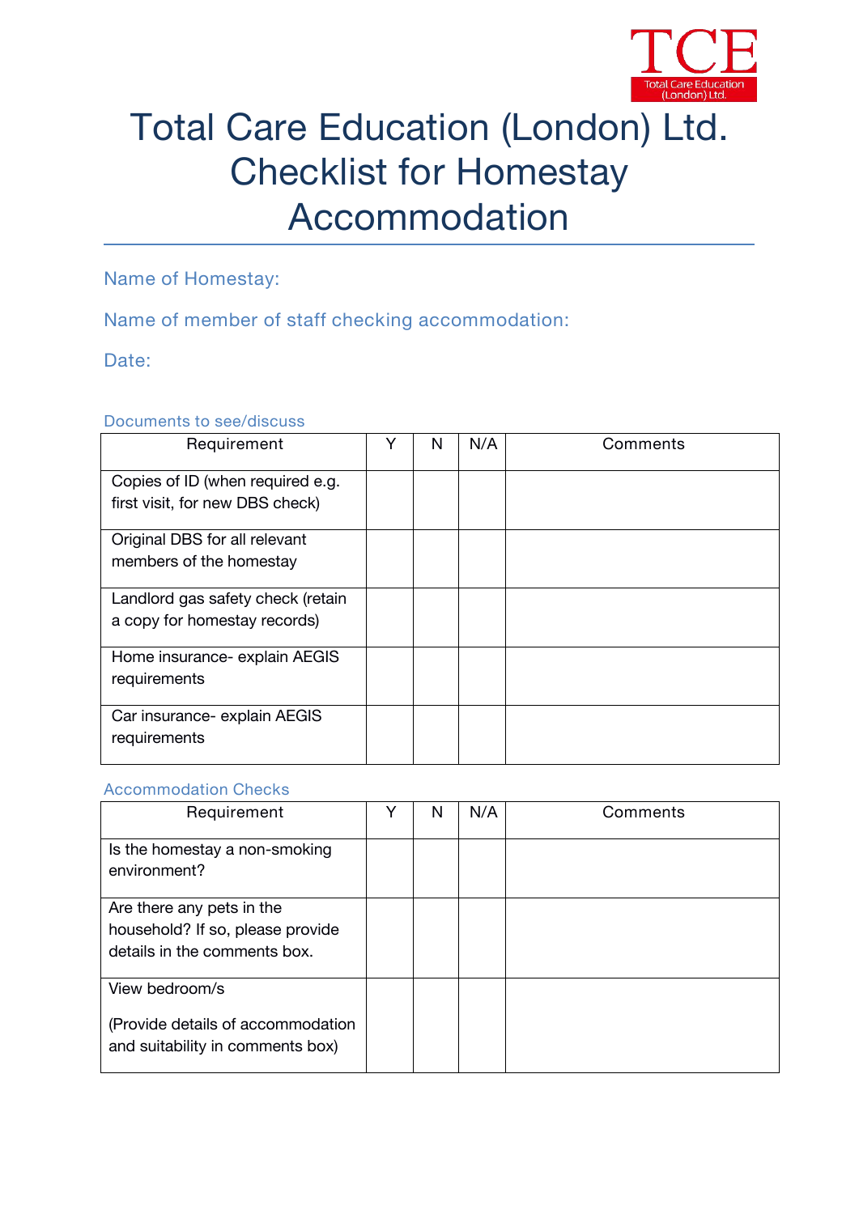TCE
Total Care Education (London) Ltd.

# Total Care Education (London) Ltd. Checklist for Homestay Accommodation

Name of Homestay:

Name of member of staff checking accommodation:

Date:

### Documents to see/discuss

| Requirement | Y | N | N/A | Comments |
|---|---|---|---|---|
| Copies of ID (when required e.g. first visit, for new DBS check) | | | | |
| Original DBS for all relevant members of the homestay | | | | |
| Landlord gas safety check (retain a copy for homestay records) | | | | |
| Home insurance- explain AEGIS requirements | | | | |
| Car insurance- explain AEGIS requirements | | | | |

### Accommodation Checks

| Requirement | Y | N | N/A | Comments |
|---|---|---|---|---|
| Is the homestay a non-smoking environment? | | | | |
| Are there any pets in the household? If so, please provide details in the comments box. | | | | |
| View bedroom/s<br><br>(Provide details of accommodation and suitability in comments box) | | | | |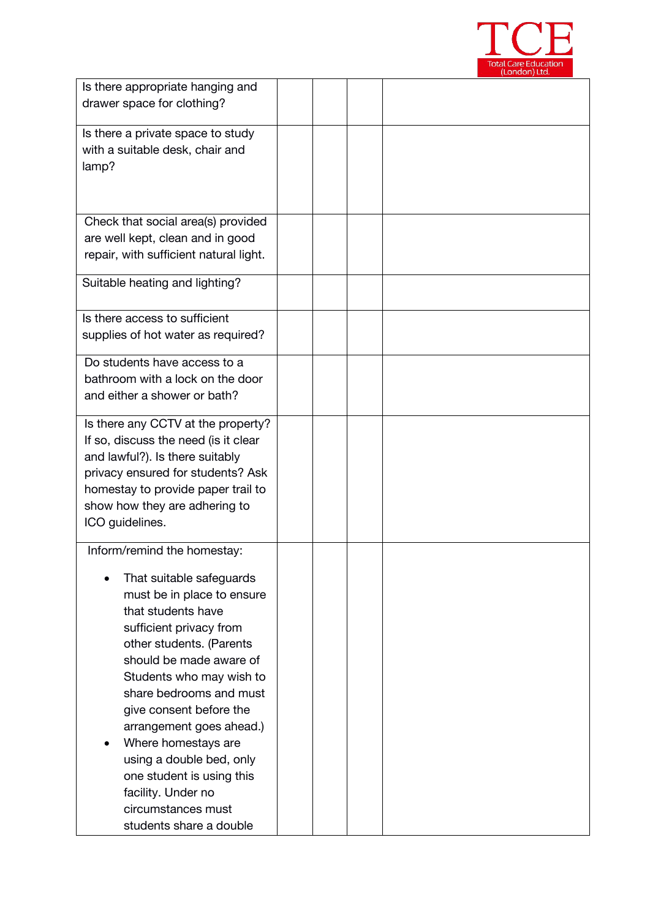| | | | | |
|---|---|---|---|---|
| Is there appropriate hanging and drawer space for clothing? | | | | |
| Is there a private space to study with a suitable desk, chair and lamp? | | | | |
| Check that social area(s) provided are well kept, clean and in good repair, with sufficient natural light. | | | | |
| Suitable heating and lighting? | | | | |
| Is there access to sufficient supplies of hot water as required? | | | | |
| Do students have access to a bathroom with a lock on the door and either a shower or bath? | | | | |
| Is there any CCTV at the property? If so, discuss the need (is it clear and lawful?). Is there suitably privacy ensured for students? Ask homestay to provide paper trail to show how they are adhering to ICO guidelines. | | | | |
| Inform/remind the homestay:<br>• That suitable safeguards must be in place to ensure that students have sufficient privacy from other students. (Parents should be made aware of Students who may wish to share bedrooms and must give consent before the arrangement goes ahead.)<br>• Where homestays are using a double bed, only one student is using this facility. Under no circumstances must students share a double | | | | |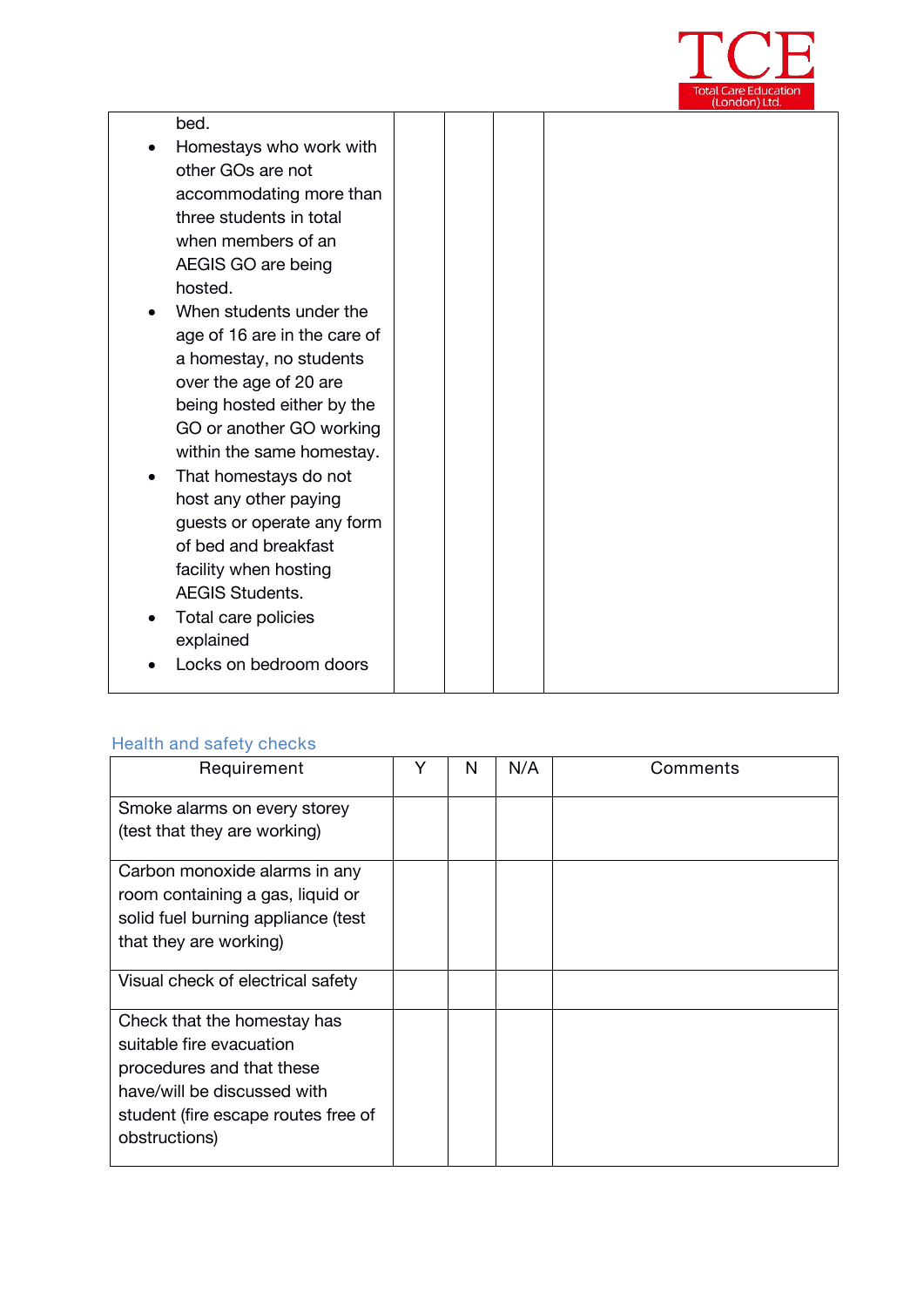| | | | | |
|---|---|---|---|---|
| bed.<br>• Homestays who work with other GOs are not accommodating more than three students in total when members of an AEGIS GO are being hosted.<br>• When students under the age of 16 are in the care of a homestay, no students over the age of 20 are being hosted either by the GO or another GO working within the same homestay.<br>• That homestays do not host any other paying guests or operate any form of bed and breakfast facility when hosting AEGIS Students.<br>• Total care policies explained<br>• Locks on bedroom doors | | | | |

## Health and safety checks

| Requirement | Y | N | N/A | Comments |
|---|---|---|---|---|
| Smoke alarms on every storey (test that they are working) | | | | |
| Carbon monoxide alarms in any room containing a gas, liquid or solid fuel burning appliance (test that they are working) | | | | |
| Visual check of electrical safety | | | | |
| Check that the homestay has suitable fire evacuation procedures and that these have/will be discussed with student (fire escape routes free of obstructions) | | | | |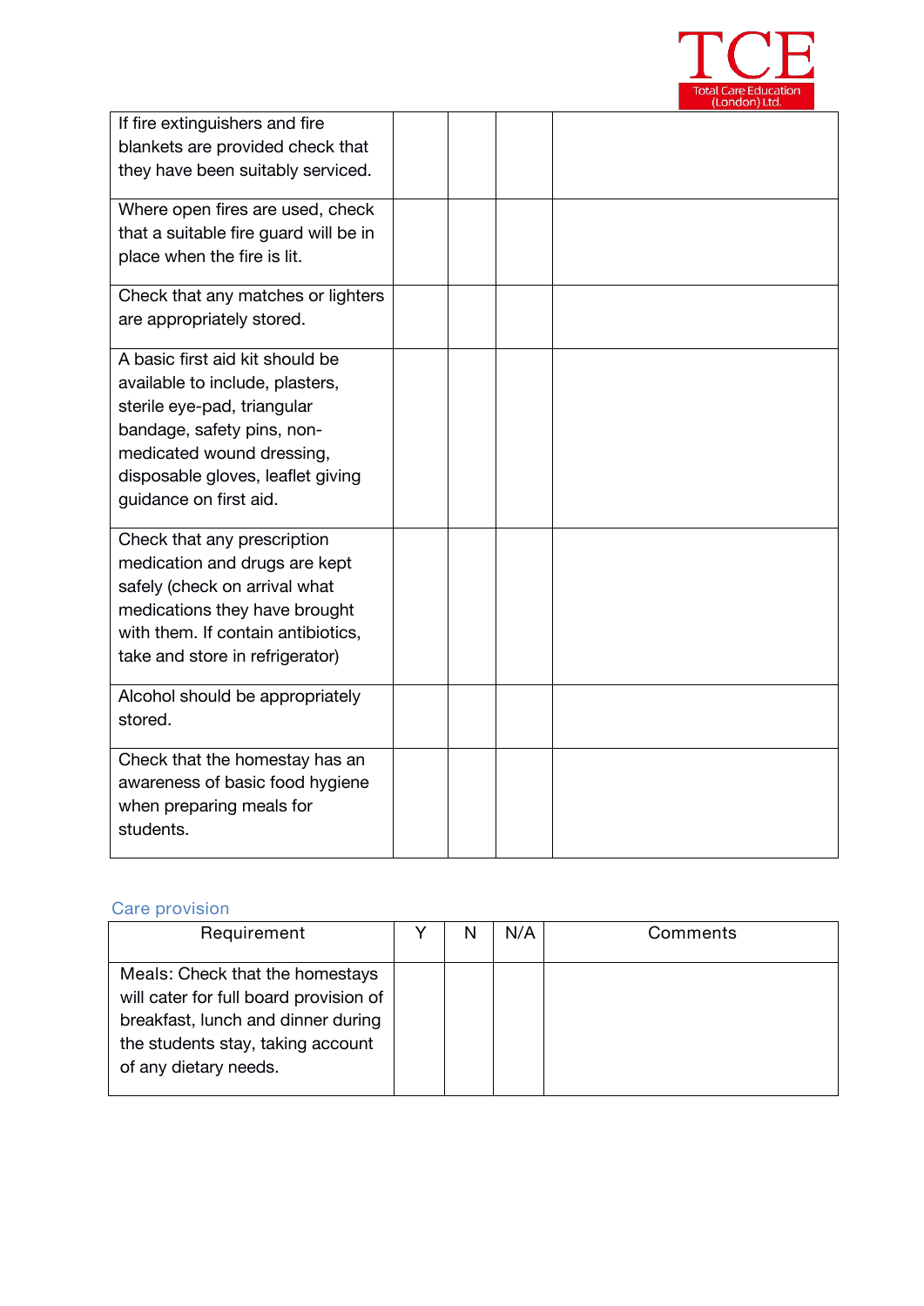| | | | | |
|---|---|---|---|---|
| If fire extinguishers and fire blankets are provided check that they have been suitably serviced. | | | | |
| Where open fires are used, check that a suitable fire guard will be in place when the fire is lit. | | | | |
| Check that any matches or lighters are appropriately stored. | | | | |
| A basic first aid kit should be available to include, plasters, sterile eye-pad, triangular bandage, safety pins, non-medicated wound dressing, disposable gloves, leaflet giving guidance on first aid. | | | | |
| Check that any prescription medication and drugs are kept safely (check on arrival what medications they have brought with them. If contain antibiotics, take and store in refrigerator) | | | | |
| Alcohol should be appropriately stored. | | | | |
| Check that the homestay has an awareness of basic food hygiene when preparing meals for students. | | | | |

## Care provision

| Requirement | Y | N | N/A | Comments |
|---|---|---|---|---|
| Meals: Check that the homestays will cater for full board provision of breakfast, lunch and dinner during the students stay, taking account of any dietary needs. | | | | |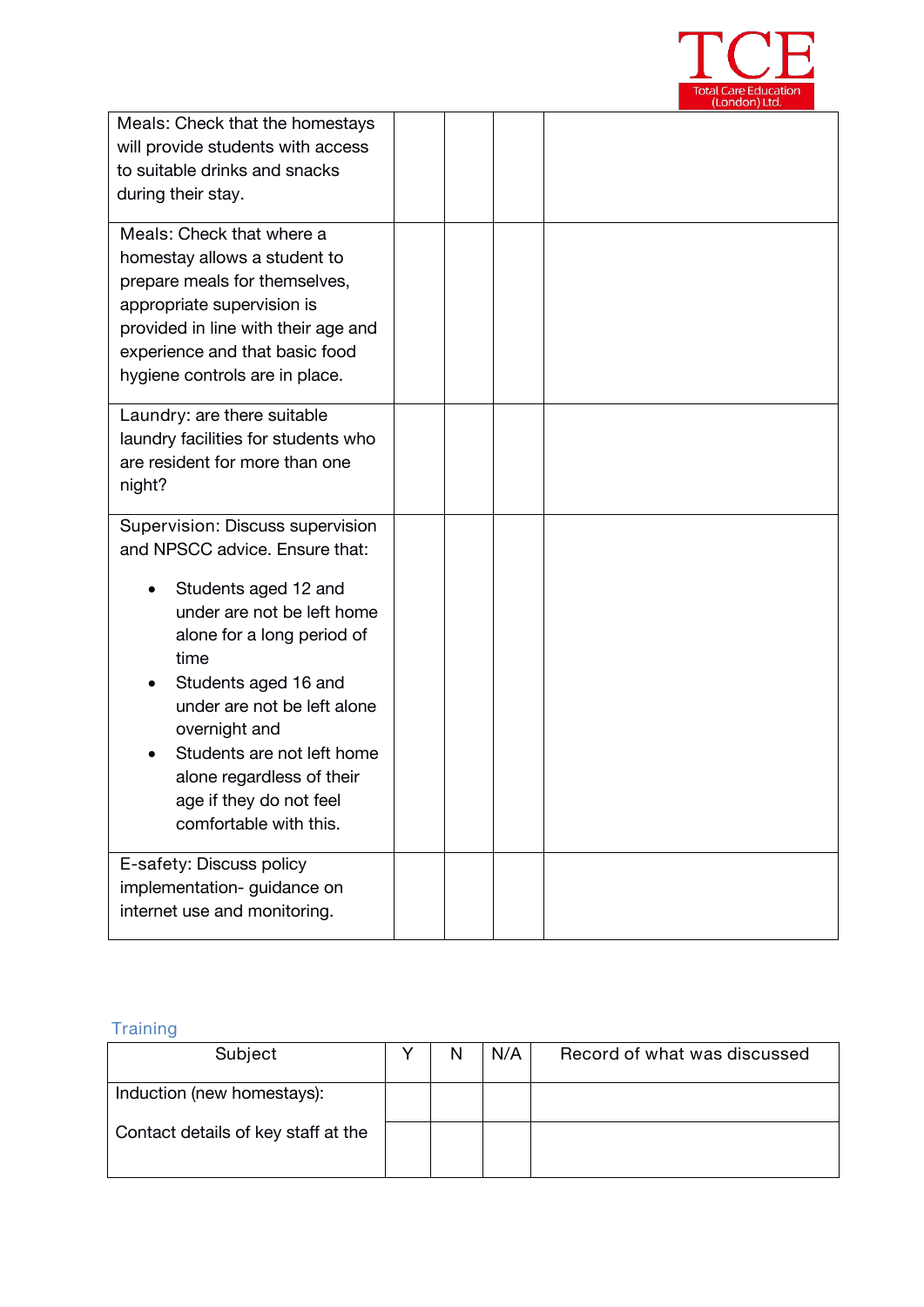| | | | | |
|---|---|---|---|---|
| Meals: Check that the homestays will provide students with access to suitable drinks and snacks during their stay. | | | | |
| Meals: Check that where a homestay allows a student to prepare meals for themselves, appropriate supervision is provided in line with their age and experience and that basic food hygiene controls are in place. | | | | |
| Laundry: are there suitable laundry facilities for students who are resident for more than one night? | | | | |
| Supervision: Discuss supervision and NPSCC advice. Ensure that:<br><br>• Students aged 12 and under are not be left home alone for a long period of time<br>• Students aged 16 and under are not be left alone overnight and<br>• Students are not left home alone regardless of their age if they do not feel comfortable with this. | | | | |
| E-safety: Discuss policy implementation- guidance on internet use and monitoring. | | | | |

## Training

| Subject | Y | N | N/A | Record of what was discussed |
|---|---|---|---|---|
| Induction (new homestays): | | | | |
| Contact details of key staff at the | | | | |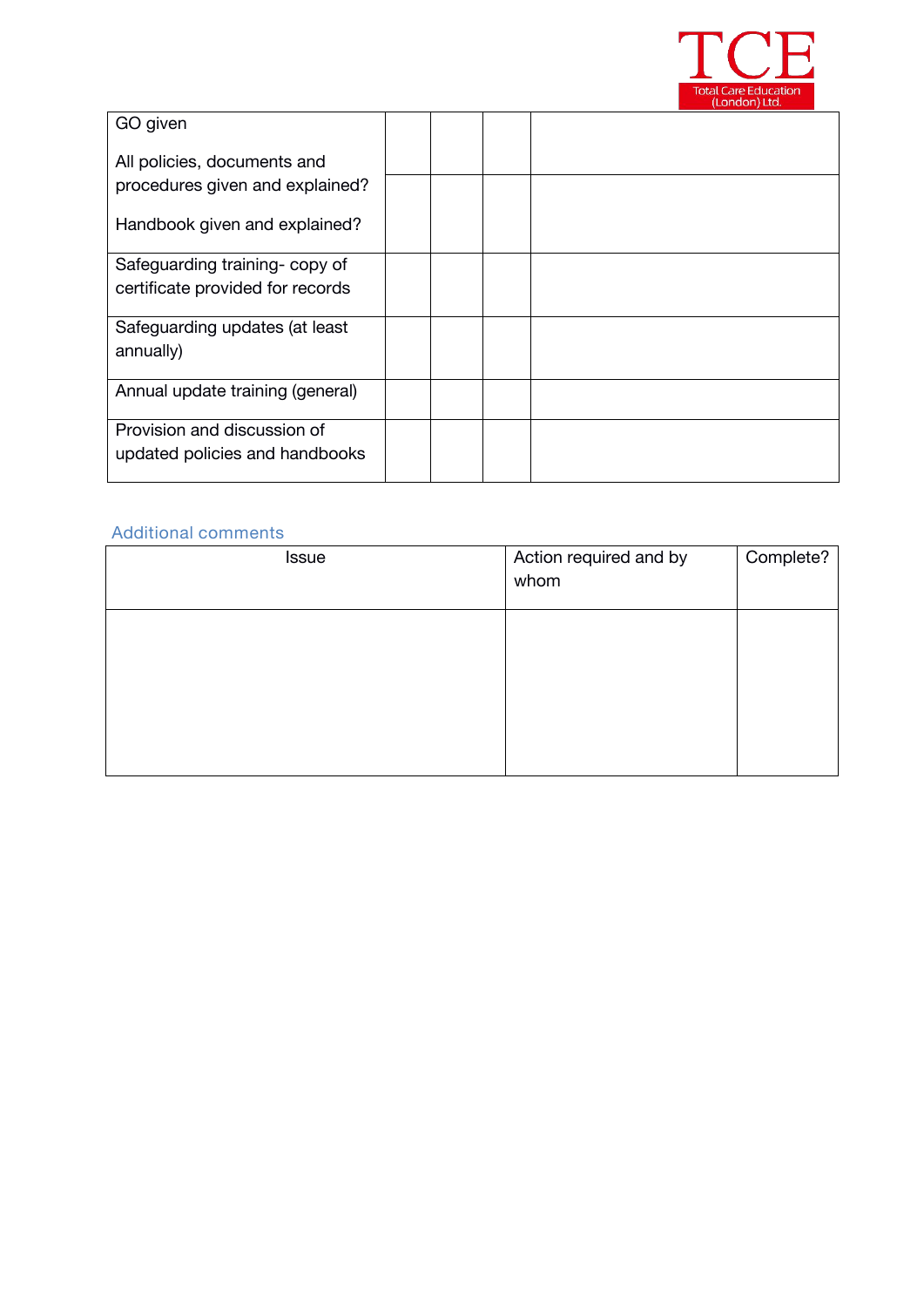| | | | | |
|---|---|---|---|---|
| GO given<br><br>All policies, documents and procedures given and explained?<br><br>Handbook given and explained? | | | | |
| | | | | |
| Safeguarding training- copy of certificate provided for records | | | | |
| Safeguarding updates (at least annually) | | | | |
| Annual update training (general) | | | | |
| Provision and discussion of updated policies and handbooks | | | | |

## Additional comments

| Issue | Action required and by whom | Complete? |
|---|---|---|
| | | |